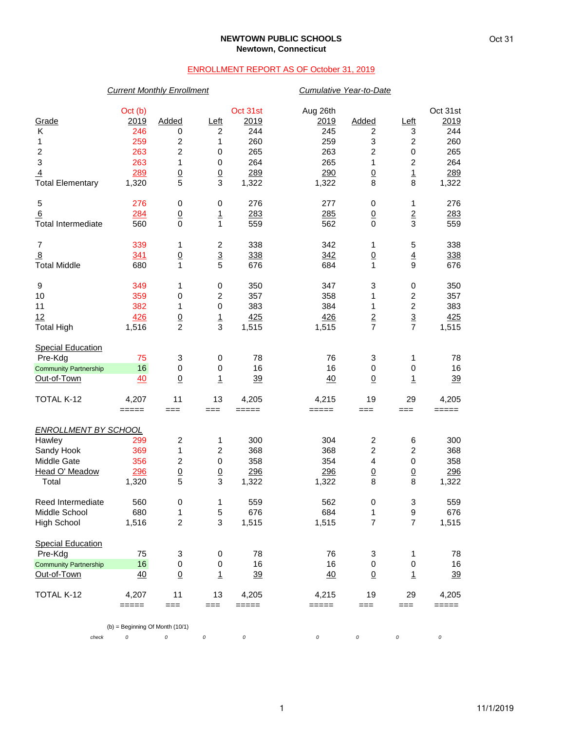**NEWTOWN PUBLIC SCHOOLS**
**Newtown, Connecticut**

Oct 31

ENROLLMENT REPORT AS OF October 31, 2019

| | *Current Monthly Enrollment* | | | | *Cumulative Year-to-Date* | | | |
|---|---|---|---|---|---|---|---|---|
| Grade | Oct (b) 2019 | Added | Left | Oct 31st 2019 | Aug 26th 2019 | Added | Left | Oct 31st 2019 |
| K | 246 | 0 | 2 | 244 | 245 | 2 | 3 | 244 |
| 1 | 259 | 2 | 1 | 260 | 259 | 3 | 2 | 260 |
| 2 | 263 | 2 | 0 | 265 | 263 | 2 | 0 | 265 |
| 3 | 263 | 1 | 0 | 264 | 265 | 1 | 2 | 264 |
| 4 | 289 | 0 | 0 | 289 | 290 | 0 | 1 | 289 |
| Total Elementary | 1,320 | 5 | 3 | 1,322 | 1,322 | 8 | 8 | 1,322 |
| | | | | | | | | |
| 5 | 276 | 0 | 0 | 276 | 277 | 0 | 1 | 276 |
| 6 | 284 | 0 | 1 | 283 | 285 | 0 | 2 | 283 |
| Total Intermediate | 560 | 0 | 1 | 559 | 562 | 0 | 3 | 559 |
| | | | | | | | | |
| 7 | 339 | 1 | 2 | 338 | 342 | 1 | 5 | 338 |
| 8 | 341 | 0 | 3 | 338 | 342 | 0 | 4 | 338 |
| Total Middle | 680 | 1 | 5 | 676 | 684 | 1 | 9 | 676 |
| | | | | | | | | |
| 9 | 349 | 1 | 0 | 350 | 347 | 3 | 0 | 350 |
| 10 | 359 | 0 | 2 | 357 | 358 | 1 | 2 | 357 |
| 11 | 382 | 1 | 0 | 383 | 384 | 1 | 2 | 383 |
| 12 | 426 | 0 | 1 | 425 | 426 | 2 | 3 | 425 |
| Total High | 1,516 | 2 | 3 | 1,515 | 1,515 | 7 | 7 | 1,515 |
| | | | | | | | | |
| Special Education | | | | | | | | |
| Pre-Kdg | 75 | 3 | 0 | 78 | 76 | 3 | 1 | 78 |
| Community Partnership | 16 | 0 | 0 | 16 | 16 | 0 | 0 | 16 |
| Out-of-Town | 40 | 0 | 1 | 39 | 40 | 0 | 1 | 39 |
| | | | | | | | | |
| TOTAL K-12 | 4,207 | 11 | 13 | 4,205 | 4,215 | 19 | 29 | 4,205 |
| | | | | | | | | |
| *ENROLLMENT BY SCHOOL* | | | | | | | | |
| Hawley | 299 | 2 | 1 | 300 | 304 | 2 | 6 | 300 |
| Sandy Hook | 369 | 1 | 2 | 368 | 368 | 2 | 2 | 368 |
| Middle Gate | 356 | 2 | 0 | 358 | 354 | 4 | 0 | 358 |
| Head O' Meadow | 296 | 0 | 0 | 296 | 296 | 0 | 0 | 296 |
| Total | 1,320 | 5 | 3 | 1,322 | 1,322 | 8 | 8 | 1,322 |
| | | | | | | | | |
| Reed Intermediate | 560 | 0 | 1 | 559 | 562 | 0 | 3 | 559 |
| Middle School | 680 | 1 | 5 | 676 | 684 | 1 | 9 | 676 |
| High School | 1,516 | 2 | 3 | 1,515 | 1,515 | 7 | 7 | 1,515 |
| | | | | | | | | |
| Special Education | | | | | | | | |
| Pre-Kdg | 75 | 3 | 0 | 78 | 76 | 3 | 1 | 78 |
| Community Partnership | 16 | 0 | 0 | 16 | 16 | 0 | 0 | 16 |
| Out-of-Town | 40 | 0 | 1 | 39 | 40 | 0 | 1 | 39 |
| | | | | | | | | |
| TOTAL K-12 | 4,207 | 11 | 13 | 4,205 | 4,215 | 19 | 29 | 4,205 |
| *check* | 0 | 0 | 0 | 0 | 0 | 0 | 0 | 0 |

(b) = Beginning Of Month (10/1)

11/1/2019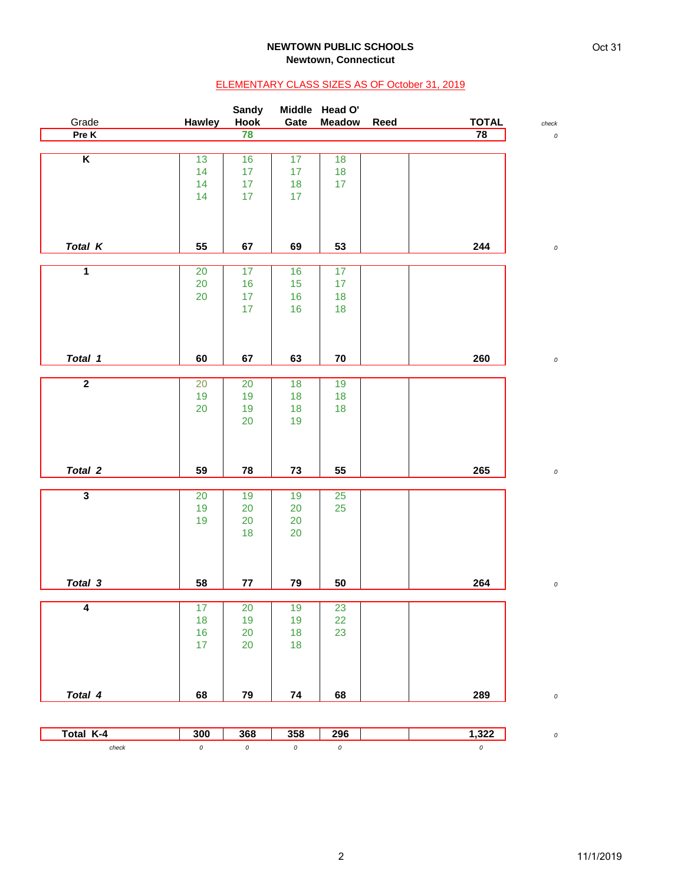**NEWTOWN PUBLIC SCHOOLS**
**Newtown, Connecticut**

Oct 31

ELEMENTARY CLASS SIZES AS OF October 31, 2019

| Grade | Hawley | Sandy Hook | Middle Gate | Head O' Meadow | Reed | TOTAL | check |
|---|---|---|---|---|---|---|---|
| **Pre K** | | **78** | | | | **78** | *0* |
| **K** | 13 | 16 | 17 | 18 | | | |
| | 14 | 17 | 17 | 18 | | | |
| | 14 | 17 | 18 | 17 | | | |
| | 14 | 17 | 17 | | | | |
| ***Total K*** | **55** | **67** | **69** | **53** | | **244** | *0* |
| **1** | 20 | 17 | 16 | 17 | | | |
| | 20 | 16 | 15 | 17 | | | |
| | 20 | 17 | 16 | 18 | | | |
| | | 17 | 16 | 18 | | | |
| ***Total 1*** | **60** | **67** | **63** | **70** | | **260** | *0* |
| **2** | 20 | 20 | 18 | 19 | | | |
| | 19 | 19 | 18 | 18 | | | |
| | 20 | 19 | 18 | 18 | | | |
| | | 20 | 19 | | | | |
| ***Total 2*** | **59** | **78** | **73** | **55** | | **265** | *0* |
| **3** | 20 | 19 | 19 | 25 | | | |
| | 19 | 20 | 20 | 25 | | | |
| | 19 | 20 | 20 | | | | |
| | | 18 | 20 | | | | |
| ***Total 3*** | **58** | **77** | **79** | **50** | | **264** | *0* |
| **4** | 17 | 20 | 19 | 23 | | | |
| | 18 | 19 | 19 | 22 | | | |
| | 16 | 20 | 18 | 23 | | | |
| | 17 | 20 | 18 | | | | |
| ***Total 4*** | **68** | **79** | **74** | **68** | | **289** | *0* |
| **Total K-4** | **300** | **368** | **358** | **296** | | **1,322** | *0* |
| *check* | *0* | *0* | *0* | *0* | | *0* | |

11/1/2019